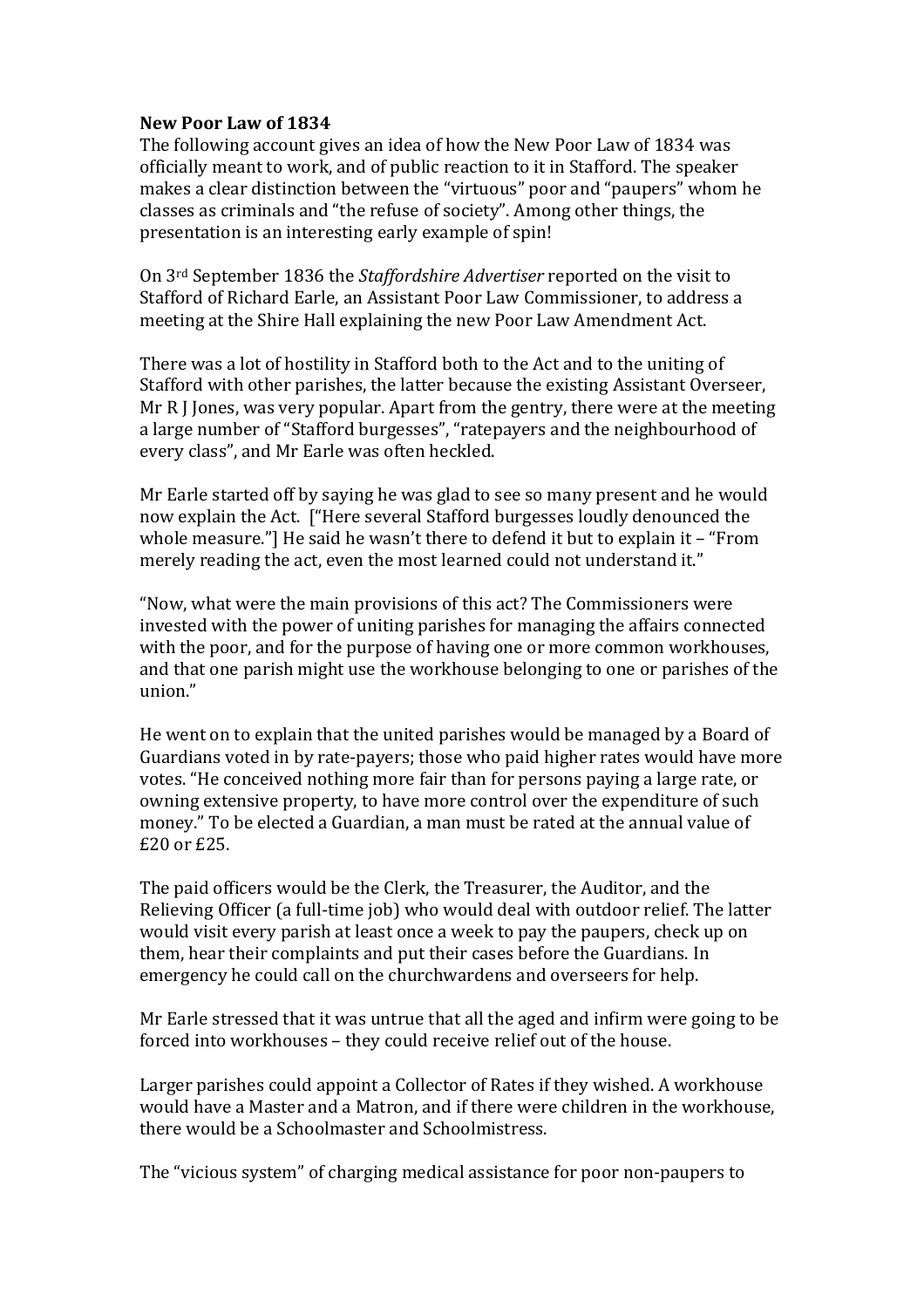**New Poor Law of 1834**

The following account gives an idea of how the New Poor Law of 1834 was officially meant to work, and of public reaction to it in Stafford. The speaker makes a clear distinction between the "virtuous" poor and "paupers" whom he classes as criminals and "the refuse of society". Among other things, the presentation is an interesting early example of spin!

On 3rd September 1836 the *Staffordshire Advertiser* reported on the visit to Stafford of Richard Earle, an Assistant Poor Law Commissioner, to address a meeting at the Shire Hall explaining the new Poor Law Amendment Act.

There was a lot of hostility in Stafford both to the Act and to the uniting of Stafford with other parishes, the latter because the existing Assistant Overseer, Mr R J Jones, was very popular. Apart from the gentry, there were at the meeting a large number of "Stafford burgesses", "ratepayers and the neighbourhood of every class", and Mr Earle was often heckled.

Mr Earle started off by saying he was glad to see so many present and he would now explain the Act. ["Here several Stafford burgesses loudly denounced the whole measure."] He said he wasn't there to defend it but to explain it – "From merely reading the act, even the most learned could not understand it."

"Now, what were the main provisions of this act? The Commissioners were invested with the power of uniting parishes for managing the affairs connected with the poor, and for the purpose of having one or more common workhouses, and that one parish might use the workhouse belonging to one or parishes of the union."

He went on to explain that the united parishes would be managed by a Board of Guardians voted in by rate-payers; those who paid higher rates would have more votes. "He conceived nothing more fair than for persons paying a large rate, or owning extensive property, to have more control over the expenditure of such money." To be elected a Guardian, a man must be rated at the annual value of £20 or £25.

The paid officers would be the Clerk, the Treasurer, the Auditor, and the Relieving Officer (a full-time job) who would deal with outdoor relief. The latter would visit every parish at least once a week to pay the paupers, check up on them, hear their complaints and put their cases before the Guardians. In emergency he could call on the churchwardens and overseers for help.

Mr Earle stressed that it was untrue that all the aged and infirm were going to be forced into workhouses – they could receive relief out of the house.

Larger parishes could appoint a Collector of Rates if they wished. A workhouse would have a Master and a Matron, and if there were children in the workhouse, there would be a Schoolmaster and Schoolmistress.

The "vicious system" of charging medical assistance for poor non-paupers to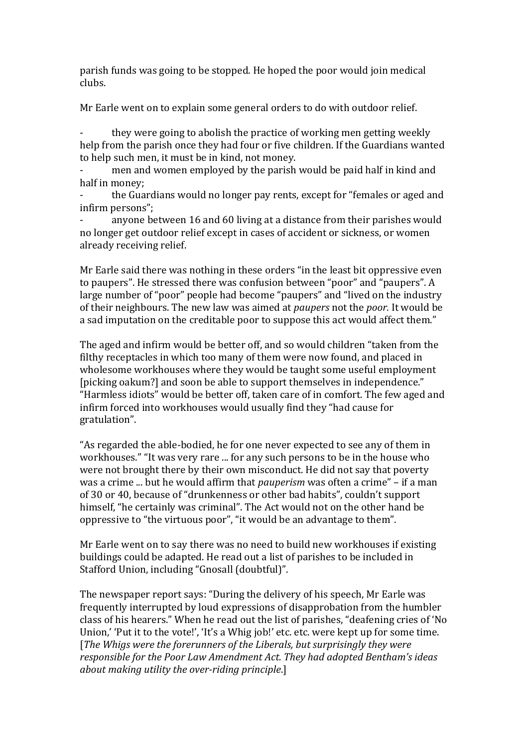parish funds was going to be stopped. He hoped the poor would join medical clubs.

Mr Earle went on to explain some general orders to do with outdoor relief.

- they were going to abolish the practice of working men getting weekly help from the parish once they had four or five children. If the Guardians wanted to help such men, it must be in kind, not money.
- men and women employed by the parish would be paid half in kind and half in money;
- the Guardians would no longer pay rents, except for "females or aged and infirm persons";
- anyone between 16 and 60 living at a distance from their parishes would no longer get outdoor relief except in cases of accident or sickness, or women already receiving relief.

Mr Earle said there was nothing in these orders "in the least bit oppressive even to paupers". He stressed there was confusion between "poor" and "paupers". A large number of "poor" people had become "paupers" and "lived on the industry of their neighbours. The new law was aimed at *paupers* not the *poor.* It would be a sad imputation on the creditable poor to suppose this act would affect them."

The aged and infirm would be better off, and so would children "taken from the filthy receptacles in which too many of them were now found, and placed in wholesome workhouses where they would be taught some useful employment [picking oakum?] and soon be able to support themselves in independence." "Harmless idiots" would be better off, taken care of in comfort. The few aged and infirm forced into workhouses would usually find they "had cause for gratulation".

"As regarded the able-bodied, he for one never expected to see any of them in workhouses." "It was very rare ... for any such persons to be in the house who were not brought there by their own misconduct. He did not say that poverty was a crime ... but he would affirm that *pauperism* was often a crime" – if a man of 30 or 40, because of "drunkenness or other bad habits", couldn't support himself, "he certainly was criminal". The Act would not on the other hand be oppressive to "the virtuous poor", "it would be an advantage to them".

Mr Earle went on to say there was no need to build new workhouses if existing buildings could be adapted. He read out a list of parishes to be included in Stafford Union, including "Gnosall (doubtful)".

The newspaper report says: "During the delivery of his speech, Mr Earle was frequently interrupted by loud expressions of disapprobation from the humbler class of his hearers." When he read out the list of parishes, "deafening cries of 'No Union,' 'Put it to the vote!', 'It's a Whig job!' etc. etc. were kept up for some time. [*The Whigs were the forerunners of the Liberals, but surprisingly they were responsible for the Poor Law Amendment Act. They had adopted Bentham's ideas about making utility the over-riding principle.*]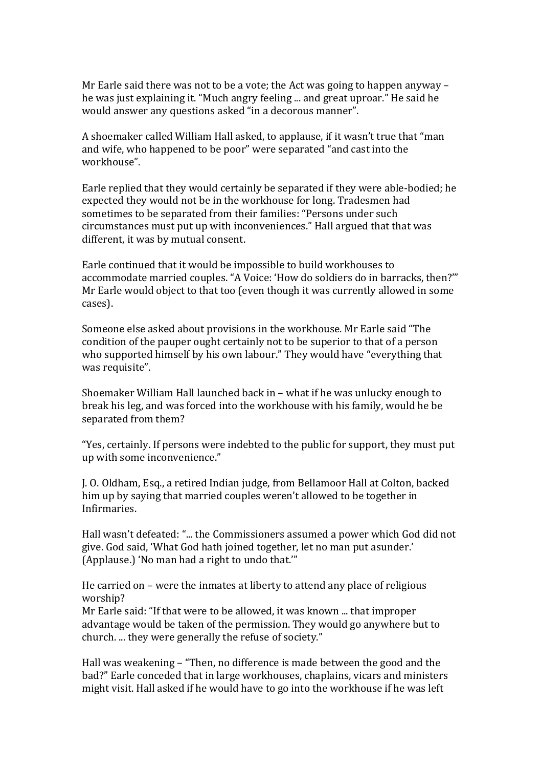Mr Earle said there was not to be a vote; the Act was going to happen anyway – he was just explaining it. "Much angry feeling ... and great uproar." He said he would answer any questions asked "in a decorous manner".

A shoemaker called William Hall asked, to applause, if it wasn't true that "man and wife, who happened to be poor" were separated "and cast into the workhouse".

Earle replied that they would certainly be separated if they were able-bodied; he expected they would not be in the workhouse for long. Tradesmen had sometimes to be separated from their families: "Persons under such circumstances must put up with inconveniences." Hall argued that that was different, it was by mutual consent.

Earle continued that it would be impossible to build workhouses to accommodate married couples. "A Voice: 'How do soldiers do in barracks, then?'" Mr Earle would object to that too (even though it was currently allowed in some cases).

Someone else asked about provisions in the workhouse. Mr Earle said "The condition of the pauper ought certainly not to be superior to that of a person who supported himself by his own labour." They would have "everything that was requisite".

Shoemaker William Hall launched back in – what if he was unlucky enough to break his leg, and was forced into the workhouse with his family, would he be separated from them?

"Yes, certainly. If persons were indebted to the public for support, they must put up with some inconvenience."

J. O. Oldham, Esq., a retired Indian judge, from Bellamoor Hall at Colton, backed him up by saying that married couples weren't allowed to be together in Infirmaries.

Hall wasn't defeated: "... the Commissioners assumed a power which God did not give. God said, 'What God hath joined together, let no man put asunder.' (Applause.) 'No man had a right to undo that.'"

He carried on – were the inmates at liberty to attend any place of religious worship?
Mr Earle said: "If that were to be allowed, it was known ... that improper advantage would be taken of the permission. They would go anywhere but to church. ... they were generally the refuse of society."

Hall was weakening – "Then, no difference is made between the good and the bad?" Earle conceded that in large workhouses, chaplains, vicars and ministers might visit. Hall asked if he would have to go into the workhouse if he was left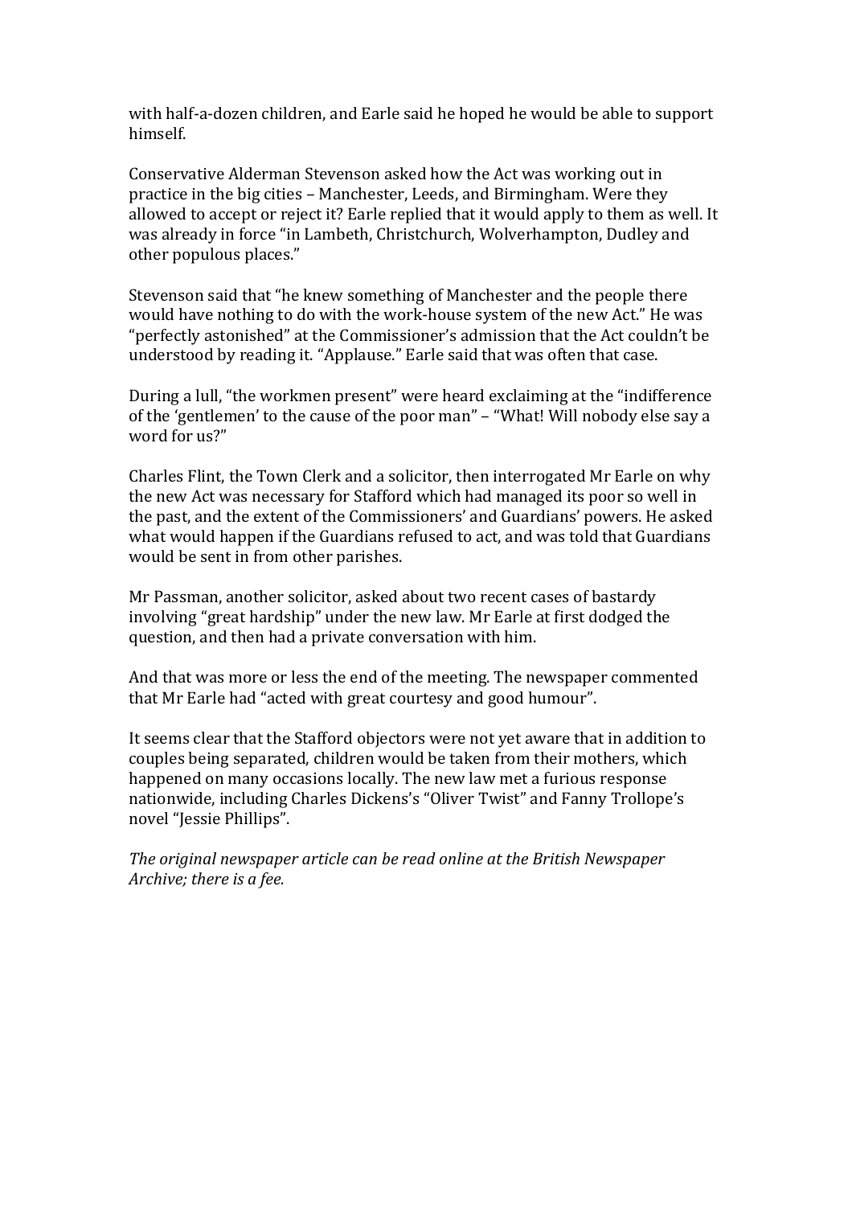with half-a-dozen children, and Earle said he hoped he would be able to support himself.

Conservative Alderman Stevenson asked how the Act was working out in practice in the big cities – Manchester, Leeds, and Birmingham. Were they allowed to accept or reject it? Earle replied that it would apply to them as well. It was already in force "in Lambeth, Christchurch, Wolverhampton, Dudley and other populous places."

Stevenson said that "he knew something of Manchester and the people there would have nothing to do with the work-house system of the new Act." He was "perfectly astonished" at the Commissioner's admission that the Act couldn't be understood by reading it. "Applause." Earle said that was often that case.

During a lull, "the workmen present" were heard exclaiming at the "indifference of the 'gentlemen' to the cause of the poor man" – "What! Will nobody else say a word for us?"

Charles Flint, the Town Clerk and a solicitor, then interrogated Mr Earle on why the new Act was necessary for Stafford which had managed its poor so well in the past, and the extent of the Commissioners' and Guardians' powers. He asked what would happen if the Guardians refused to act, and was told that Guardians would be sent in from other parishes.

Mr Passman, another solicitor, asked about two recent cases of bastardy involving "great hardship" under the new law. Mr Earle at first dodged the question, and then had a private conversation with him.

And that was more or less the end of the meeting. The newspaper commented that Mr Earle had "acted with great courtesy and good humour".

It seems clear that the Stafford objectors were not yet aware that in addition to couples being separated, children would be taken from their mothers, which happened on many occasions locally. The new law met a furious response nationwide, including Charles Dickens's "Oliver Twist" and Fanny Trollope's novel "Jessie Phillips".

*The original newspaper article can be read online at the British Newspaper Archive; there is a fee.*